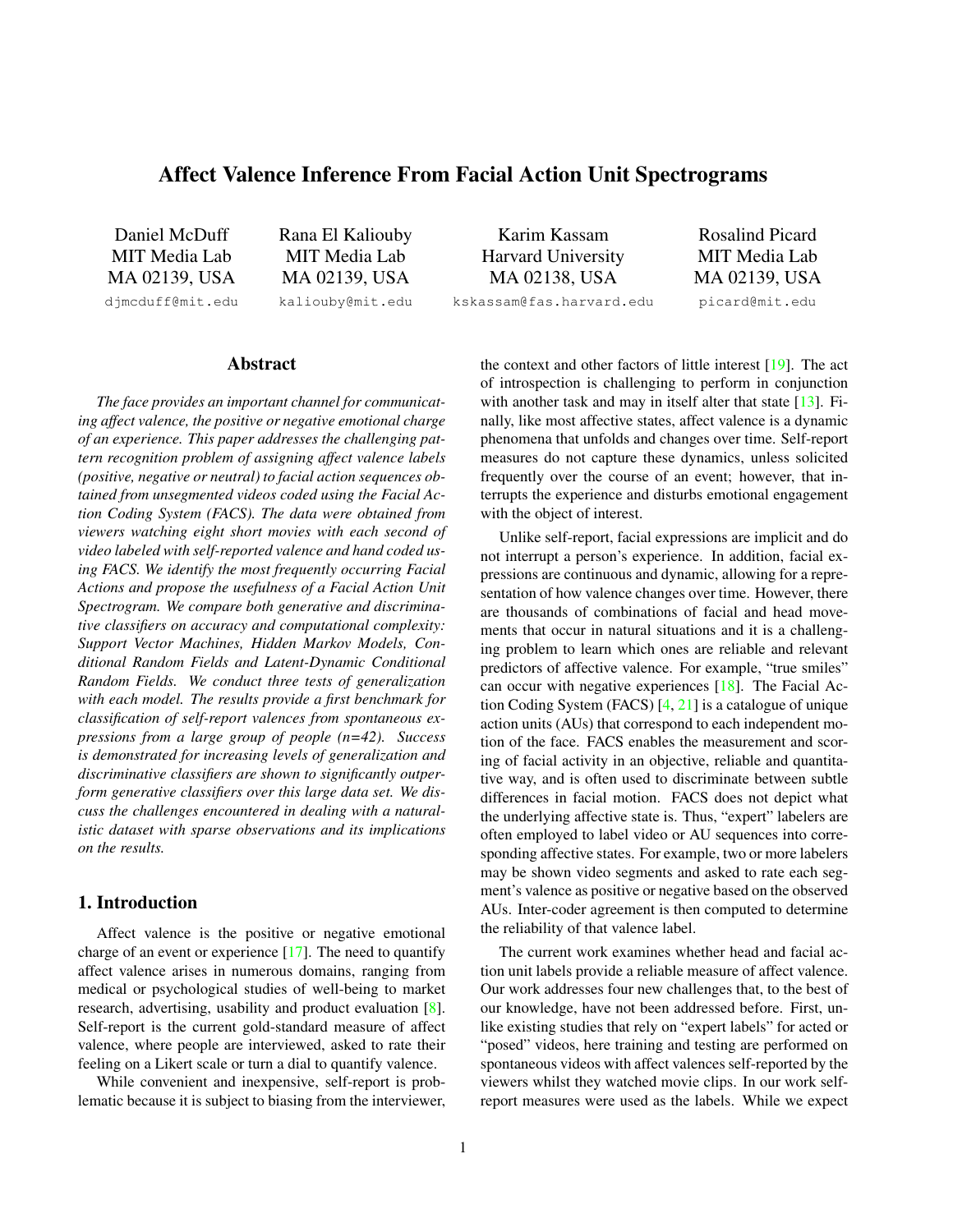# Affect Valence Inference From Facial Action Unit Spectrograms

Daniel McDuff
MIT Media Lab
MA 02139, USA
djmcduff@mit.edu

Rana El Kaliouby
MIT Media Lab
MA 02139, USA
kaliouby@mit.edu

Karim Kassam
Harvard University
MA 02138, USA
kskassam@fas.harvard.edu

Rosalind Picard
MIT Media Lab
MA 02139, USA
picard@mit.edu

## Abstract

*The face provides an important channel for communicating affect valence, the positive or negative emotional charge of an experience. This paper addresses the challenging pattern recognition problem of assigning affect valence labels (positive, negative or neutral) to facial action sequences obtained from unsegmented videos coded using the Facial Action Coding System (FACS). The data were obtained from viewers watching eight short movies with each second of video labeled with self-reported valence and hand coded using FACS. We identify the most frequently occurring Facial Actions and propose the usefulness of a Facial Action Unit Spectrogram. We compare both generative and discriminative classifiers on accuracy and computational complexity: Support Vector Machines, Hidden Markov Models, Conditional Random Fields and Latent-Dynamic Conditional Random Fields. We conduct three tests of generalization with each model. The results provide a first benchmark for classification of self-report valences from spontaneous expressions from a large group of people (n=42). Success is demonstrated for increasing levels of generalization and discriminative classifiers are shown to significantly outperform generative classifiers over this large data set. We discuss the challenges encountered in dealing with a naturalistic dataset with sparse observations and its implications on the results.*

## 1. Introduction

Affect valence is the positive or negative emotional charge of an event or experience [17]. The need to quantify affect valence arises in numerous domains, ranging from medical or psychological studies of well-being to market research, advertising, usability and product evaluation [8]. Self-report is the current gold-standard measure of affect valence, where people are interviewed, asked to rate their feeling on a Likert scale or turn a dial to quantify valence.

While convenient and inexpensive, self-report is problematic because it is subject to biasing from the interviewer, the context and other factors of little interest [19]. The act of introspection is challenging to perform in conjunction with another task and may in itself alter that state [13]. Finally, like most affective states, affect valence is a dynamic phenomena that unfolds and changes over time. Self-report measures do not capture these dynamics, unless solicited frequently over the course of an event; however, that interrupts the experience and disturbs emotional engagement with the object of interest.

Unlike self-report, facial expressions are implicit and do not interrupt a person's experience. In addition, facial expressions are continuous and dynamic, allowing for a representation of how valence changes over time. However, there are thousands of combinations of facial and head movements that occur in natural situations and it is a challenging problem to learn which ones are reliable and relevant predictors of affective valence. For example, "true smiles" can occur with negative experiences [18]. The Facial Action Coding System (FACS) [4, 21] is a catalogue of unique action units (AUs) that correspond to each independent motion of the face. FACS enables the measurement and scoring of facial activity in an objective, reliable and quantitative way, and is often used to discriminate between subtle differences in facial motion. FACS does not depict what the underlying affective state is. Thus, "expert" labelers are often employed to label video or AU sequences into corresponding affective states. For example, two or more labelers may be shown video segments and asked to rate each segment's valence as positive or negative based on the observed AUs. Inter-coder agreement is then computed to determine the reliability of that valence label.

The current work examines whether head and facial action unit labels provide a reliable measure of affect valence. Our work addresses four new challenges that, to the best of our knowledge, have not been addressed before. First, unlike existing studies that rely on "expert labels" for acted or "posed" videos, here training and testing are performed on spontaneous videos with affect valences self-reported by the viewers whilst they watched movie clips. In our work self-report measures were used as the labels. While we expect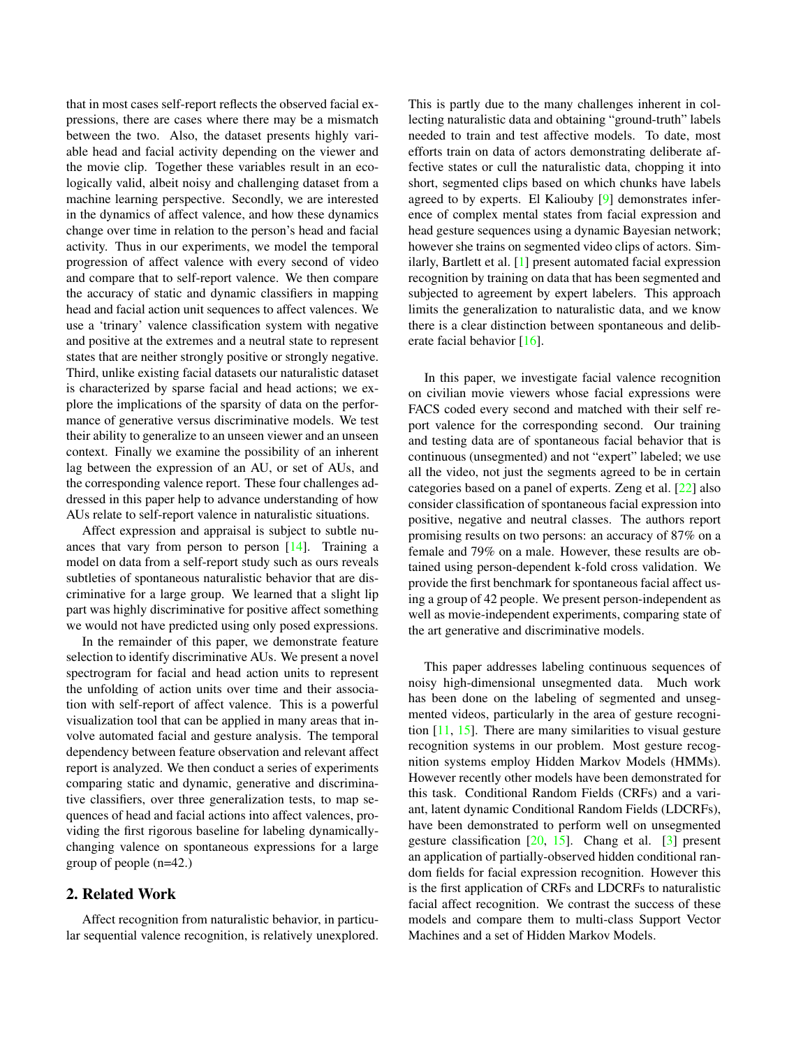that in most cases self-report reflects the observed facial expressions, there are cases where there may be a mismatch between the two. Also, the dataset presents highly variable head and facial activity depending on the viewer and the movie clip. Together these variables result in an ecologically valid, albeit noisy and challenging dataset from a machine learning perspective. Secondly, we are interested in the dynamics of affect valence, and how these dynamics change over time in relation to the person's head and facial activity. Thus in our experiments, we model the temporal progression of affect valence with every second of video and compare that to self-report valence. We then compare the accuracy of static and dynamic classifiers in mapping head and facial action unit sequences to affect valences. We use a 'trinary' valence classification system with negative and positive at the extremes and a neutral state to represent states that are neither strongly positive or strongly negative. Third, unlike existing facial datasets our naturalistic dataset is characterized by sparse facial and head actions; we explore the implications of the sparsity of data on the performance of generative versus discriminative models. We test their ability to generalize to an unseen viewer and an unseen context. Finally we examine the possibility of an inherent lag between the expression of an AU, or set of AUs, and the corresponding valence report. These four challenges addressed in this paper help to advance understanding of how AUs relate to self-report valence in naturalistic situations.

Affect expression and appraisal is subject to subtle nuances that vary from person to person [14]. Training a model on data from a self-report study such as ours reveals subtleties of spontaneous naturalistic behavior that are discriminative for a large group. We learned that a slight lip part was highly discriminative for positive affect something we would not have predicted using only posed expressions.

In the remainder of this paper, we demonstrate feature selection to identify discriminative AUs. We present a novel spectrogram for facial and head action units to represent the unfolding of action units over time and their association with self-report of affect valence. This is a powerful visualization tool that can be applied in many areas that involve automated facial and gesture analysis. The temporal dependency between feature observation and relevant affect report is analyzed. We then conduct a series of experiments comparing static and dynamic, generative and discriminative classifiers, over three generalization tests, to map sequences of head and facial actions into affect valences, providing the first rigorous baseline for labeling dynamically-changing valence on spontaneous expressions for a large group of people (n=42.)

## 2. Related Work

Affect recognition from naturalistic behavior, in particular sequential valence recognition, is relatively unexplored. This is partly due to the many challenges inherent in collecting naturalistic data and obtaining "ground-truth" labels needed to train and test affective models. To date, most efforts train on data of actors demonstrating deliberate affective states or cull the naturalistic data, chopping it into short, segmented clips based on which chunks have labels agreed to by experts. El Kaliouby [9] demonstrates inference of complex mental states from facial expression and head gesture sequences using a dynamic Bayesian network; however she trains on segmented video clips of actors. Similarly, Bartlett et al. [1] present automated facial expression recognition by training on data that has been segmented and subjected to agreement by expert labelers. This approach limits the generalization to naturalistic data, and we know there is a clear distinction between spontaneous and deliberate facial behavior [16].

In this paper, we investigate facial valence recognition on civilian movie viewers whose facial expressions were FACS coded every second and matched with their self report valence for the corresponding second. Our training and testing data are of spontaneous facial behavior that is continuous (unsegmented) and not "expert" labeled; we use all the video, not just the segments agreed to be in certain categories based on a panel of experts. Zeng et al. [22] also consider classification of spontaneous facial expression into positive, negative and neutral classes. The authors report promising results on two persons: an accuracy of 87% on a female and 79% on a male. However, these results are obtained using person-dependent k-fold cross validation. We provide the first benchmark for spontaneous facial affect using a group of 42 people. We present person-independent as well as movie-independent experiments, comparing state of the art generative and discriminative models.

This paper addresses labeling continuous sequences of noisy high-dimensional unsegmented data. Much work has been done on the labeling of segmented and unsegmented videos, particularly in the area of gesture recognition [11, 15]. There are many similarities to visual gesture recognition systems in our problem. Most gesture recognition systems employ Hidden Markov Models (HMMs). However recently other models have been demonstrated for this task. Conditional Random Fields (CRFs) and a variant, latent dynamic Conditional Random Fields (LDCRFs), have been demonstrated to perform well on unsegmented gesture classification [20, 15]. Chang et al. [3] present an application of partially-observed hidden conditional random fields for facial expression recognition. However this is the first application of CRFs and LDCRFs to naturalistic facial affect recognition. We contrast the success of these models and compare them to multi-class Support Vector Machines and a set of Hidden Markov Models.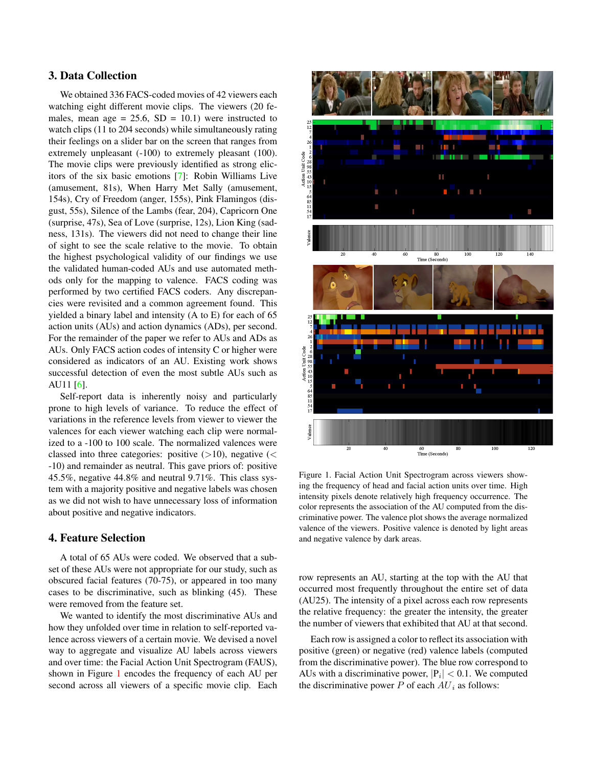## 3. Data Collection

We obtained 336 FACS-coded movies of 42 viewers each watching eight different movie clips. The viewers (20 females, mean age = 25.6, SD = 10.1) were instructed to watch clips (11 to 204 seconds) while simultaneously rating their feelings on a slider bar on the screen that ranges from extremely unpleasant (-100) to extremely pleasant (100). The movie clips were previously identified as strong elicitors of the six basic emotions [7]: Robin Williams Live (amusement, 81s), When Harry Met Sally (amusement, 154s), Cry of Freedom (anger, 155s), Pink Flamingos (disgust, 55s), Silence of the Lambs (fear, 204), Capricorn One (surprise, 47s), Sea of Love (surprise, 12s), Lion King (sadness, 131s). The viewers did not need to change their line of sight to see the scale relative to the movie. To obtain the highest psychological validity of our findings we use the validated human-coded AUs and use automated methods only for the mapping to valence. FACS coding was performed by two certified FACS coders. Any discrepancies were revisited and a common agreement found. This yielded a binary label and intensity (A to E) for each of 65 action units (AUs) and action dynamics (ADs), per second. For the remainder of the paper we refer to AUs and ADs as AUs. Only FACS action codes of intensity C or higher were considered as indicators of an AU. Existing work shows successful detection of even the most subtle AUs such as AU11 [6].

Self-report data is inherently noisy and particularly prone to high levels of variance. To reduce the effect of variations in the reference levels from viewer to viewer the valences for each viewer watching each clip were normalized to a -100 to 100 scale. The normalized valences were classed into three categories: positive (>10), negative (< -10) and remainder as neutral. This gave priors of: positive 45.5%, negative 44.8% and neutral 9.71%. This class system with a majority positive and negative labels was chosen as we did not wish to have unnecessary loss of information about positive and negative indicators.

## 4. Feature Selection

A total of 65 AUs were coded. We observed that a subset of these AUs were not appropriate for our study, such as obscured facial features (70-75), or appeared in too many cases to be discriminative, such as blinking (45). These were removed from the feature set.

We wanted to identify the most discriminative AUs and how they unfolded over time in relation to self-reported valence across viewers of a certain movie. We devised a novel way to aggregate and visualize AU labels across viewers and over time: the Facial Action Unit Spectrogram (FAUS), shown in Figure 1 encodes the frequency of each AU per second across all viewers of a specific movie clip. Each row represents an AU, starting at the top with the AU that occurred most frequently throughout the entire set of data (AU25). The intensity of a pixel across each row represents the relative frequency: the greater the intensity, the greater the number of viewers that exhibited that AU at that second.

Figure 1. Facial Action Unit Spectrogram across viewers showing the frequency of head and facial action units over time. High intensity pixels denote relatively high frequency occurrence. The color represents the association of the AU computed from the discriminative power. The valence plot shows the average normalized valence of the viewers. Positive valence is denoted by light areas and negative valence by dark areas.

Each row is assigned a color to reflect its association with positive (green) or negative (red) valence labels (computed from the discriminative power). The blue row correspond to AUs with a discriminative power, $|P_i| < 0.1$. We computed the discriminative power $P$ of each $AU_i$ as follows: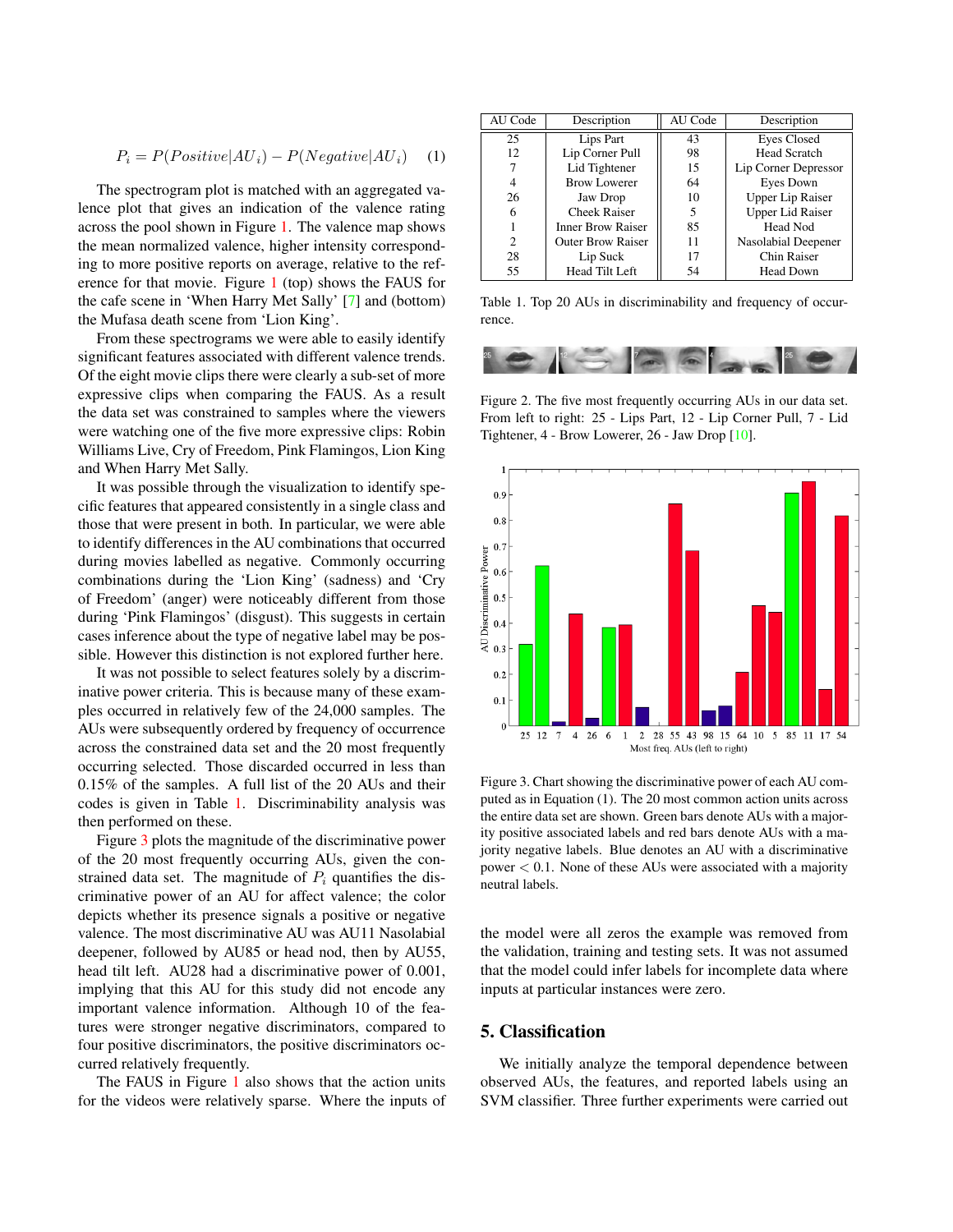$$P_i = P(Positive|AU_i) - P(Negative|AU_i) \quad (1)$$

The spectrogram plot is matched with an aggregated valence plot that gives an indication of the valence rating across the pool shown in Figure 1. The valence map shows the mean normalized valence, higher intensity corresponding to more positive reports on average, relative to the reference for that movie. Figure 1 (top) shows the FAUS for the cafe scene in 'When Harry Met Sally' [7] and (bottom) the Mufasa death scene from 'Lion King'.

From these spectrograms we were able to easily identify significant features associated with different valence trends. Of the eight movie clips there were clearly a sub-set of more expressive clips when comparing the FAUS. As a result the data set was constrained to samples where the viewers were watching one of the five more expressive clips: Robin Williams Live, Cry of Freedom, Pink Flamingos, Lion King and When Harry Met Sally.

It was possible through the visualization to identify specific features that appeared consistently in a single class and those that were present in both. In particular, we were able to identify differences in the AU combinations that occurred during movies labelled as negative. Commonly occurring combinations during the 'Lion King' (sadness) and 'Cry of Freedom' (anger) were noticeably different from those during 'Pink Flamingos' (disgust). This suggests in certain cases inference about the type of negative label may be possible. However this distinction is not explored further here.

It was not possible to select features solely by a discriminative power criteria. This is because many of these examples occurred in relatively few of the 24,000 samples. The AUs were subsequently ordered by frequency of occurrence across the constrained data set and the 20 most frequently occurring selected. Those discarded occurred in less than 0.15% of the samples. A full list of the 20 AUs and their codes is given in Table 1. Discriminability analysis was then performed on these.

Figure 3 plots the magnitude of the discriminative power of the 20 most frequently occurring AUs, given the constrained data set. The magnitude of $P_i$ quantifies the discriminative power of an AU for affect valence; the color depicts whether its presence signals a positive or negative valence. The most discriminative AU was AU11 Nasolabial deepener, followed by AU85 or head nod, then by AU55, head tilt left. AU28 had a discriminative power of 0.001, implying that this AU for this study did not encode any important valence information. Although 10 of the features were stronger negative discriminators, compared to four positive discriminators, the positive discriminators occurred relatively frequently.

The FAUS in Figure 1 also shows that the action units for the videos were relatively sparse. Where the inputs of the model were all zeros the example was removed from the validation, training and testing sets. It was not assumed that the model could infer labels for incomplete data where inputs at particular instances were zero.

| AU Code | Description | AU Code | Description |
|---|---|---|---|
| 25 | Lips Part | 43 | Eyes Closed |
| 12 | Lip Corner Pull | 98 | Head Scratch |
| 7 | Lid Tightener | 15 | Lip Corner Depressor |
| 4 | Brow Lowerer | 64 | Eyes Down |
| 26 | Jaw Drop | 10 | Upper Lip Raiser |
| 6 | Cheek Raiser | 5 | Upper Lid Raiser |
| 1 | Inner Brow Raiser | 85 | Head Nod |
| 2 | Outer Brow Raiser | 11 | Nasolabial Deepener |
| 28 | Lip Suck | 17 | Chin Raiser |
| 55 | Head Tilt Left | 54 | Head Down |

Table 1. Top 20 AUs in discriminability and frequency of occurrence.

Figure 2. The five most frequently occurring AUs in our data set. From left to right: 25 - Lips Part, 12 - Lip Corner Pull, 7 - Lid Tightener, 4 - Brow Lowerer, 26 - Jaw Drop [10].

Figure 3. Chart showing the discriminative power of each AU computed as in Equation (1). The 20 most common action units across the entire data set are shown. Green bars denote AUs with a majority positive associated labels and red bars denote AUs with a majority negative labels. Blue denotes an AU with a discriminative power $< 0.1$. None of these AUs were associated with a majority neutral labels.

## 5. Classification

We initially analyze the temporal dependence between observed AUs, the features, and reported labels using an SVM classifier. Three further experiments were carried out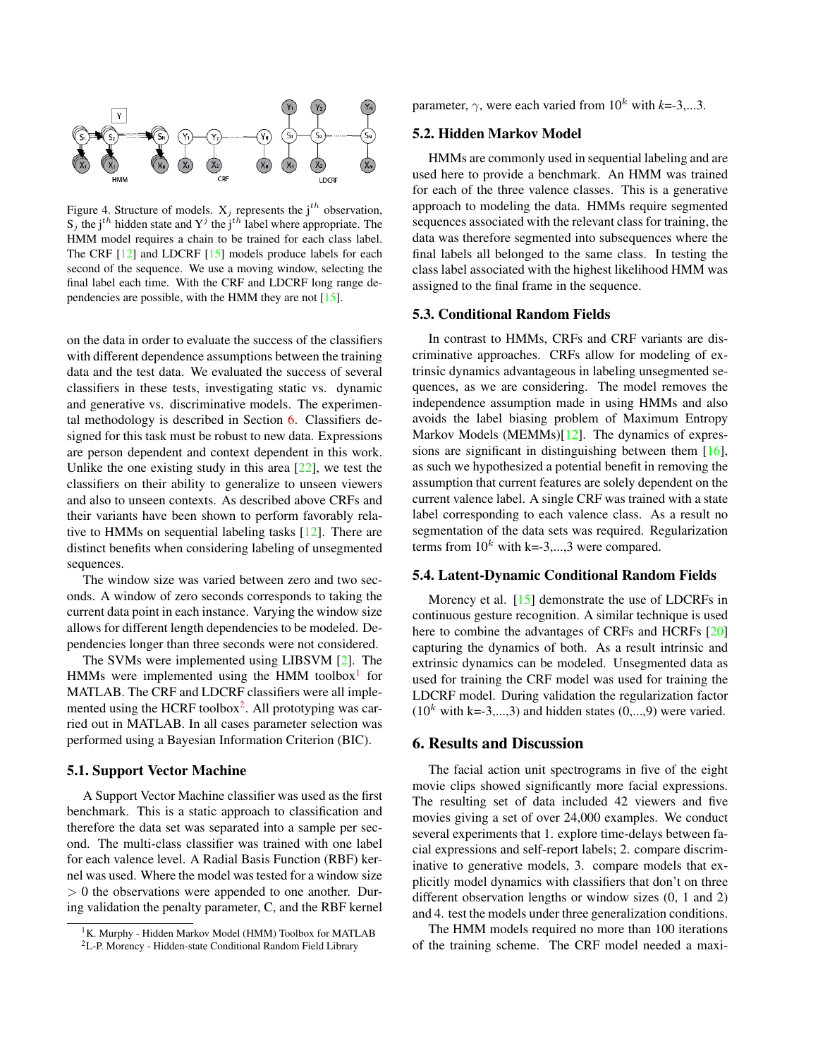Figure 4. Structure of models. $X_j$ represents the j$^{th}$ observation, $S_j$ the j$^{th}$ hidden state and $Y^j$ the j$^{th}$ label where appropriate. The HMM model requires a chain to be trained for each class label. The CRF [12] and LDCRF [15] models produce labels for each second of the sequence. We use a moving window, selecting the final label each time. With the CRF and LDCRF long range dependencies are possible, with the HMM they are not [15].

on the data in order to evaluate the success of the classifiers with different dependence assumptions between the training data and the test data. We evaluated the success of several classifiers in these tests, investigating static vs. dynamic and generative vs. discriminative models. The experimental methodology is described in Section 6. Classifiers designed for this task must be robust to new data. Expressions are person dependent and context dependent in this work. Unlike the one existing study in this area [22], we test the classifiers on their ability to generalize to unseen viewers and also to unseen contexts. As described above CRFs and their variants have been shown to perform favorably relative to HMMs on sequential labeling tasks [12]. There are distinct benefits when considering labeling of unsegmented sequences.

The window size was varied between zero and two seconds. A window of zero seconds corresponds to taking the current data point in each instance. Varying the window size allows for different length dependencies to be modeled. Dependencies longer than three seconds were not considered.

The SVMs were implemented using LIBSVM [2]. The HMMs were implemented using the HMM toolbox[1] for MATLAB. The CRF and LDCRF classifiers were all implemented using the HCRF toolbox[2]. All prototyping was carried out in MATLAB. In all cases parameter selection was performed using a Bayesian Information Criterion (BIC).

### 5.1. Support Vector Machine

A Support Vector Machine classifier was used as the first benchmark. This is a static approach to classification and therefore the data set was separated into a sample per second. The multi-class classifier was trained with one label for each valence level. A Radial Basis Function (RBF) kernel was used. Where the model was tested for a window size $> 0$ the observations were appended to one another. During validation the penalty parameter, C, and the RBF kernel parameter, $\gamma$, were each varied from $10^k$ with $k$=-3,...3.

### 5.2. Hidden Markov Model

HMMs are commonly used in sequential labeling and are used here to provide a benchmark. An HMM was trained for each of the three valence classes. This is a generative approach to modeling the data. HMMs require segmented sequences associated with the relevant class for training, the data was therefore segmented into subsequences where the final labels all belonged to the same class. In testing the class label associated with the highest likelihood HMM was assigned to the final frame in the sequence.

### 5.3. Conditional Random Fields

In contrast to HMMs, CRFs and CRF variants are discriminative approaches. CRFs allow for modeling of extrinsic dynamics advantageous in labeling unsegmented sequences, as we are considering. The model removes the independence assumption made in using HMMs and also avoids the label biasing problem of Maximum Entropy Markov Models (MEMMs)[12]. The dynamics of expressions are significant in distinguishing between them [16], as such we hypothesized a potential benefit in removing the assumption that current features are solely dependent on the current valence label. A single CRF was trained with a state label corresponding to each valence class. As a result no segmentation of the data sets was required. Regularization terms from $10^k$ with k=-3,...,3 were compared.

### 5.4. Latent-Dynamic Conditional Random Fields

Morency et al. [15] demonstrate the use of LDCRFs in continuous gesture recognition. A similar technique is used here to combine the advantages of CRFs and HCRFs [20] capturing the dynamics of both. As a result intrinsic and extrinsic dynamics can be modeled. Unsegmented data as used for training the CRF model was used for training the LDCRF model. During validation the regularization factor ($10^k$ with k=-3,...,3) and hidden states (0,...,9) were varied.

## 6. Results and Discussion

The facial action unit spectrograms in five of the eight movie clips showed significantly more facial expressions. The resulting set of data included 42 viewers and five movies giving a set of over 24,000 examples. We conduct several experiments that 1. explore time-delays between facial expressions and self-report labels; 2. compare discriminative to generative models, 3. compare models that explicitly model dynamics with classifiers that don't on three different observation lengths or window sizes (0, 1 and 2) and 4. test the models under three generalization conditions.

The HMM models required no more than 100 iterations of the training scheme. The CRF model needed a maxi-

[1] K. Murphy - Hidden Markov Model (HMM) Toolbox for MATLAB
[2] L-P. Morency - Hidden-state Conditional Random Field Library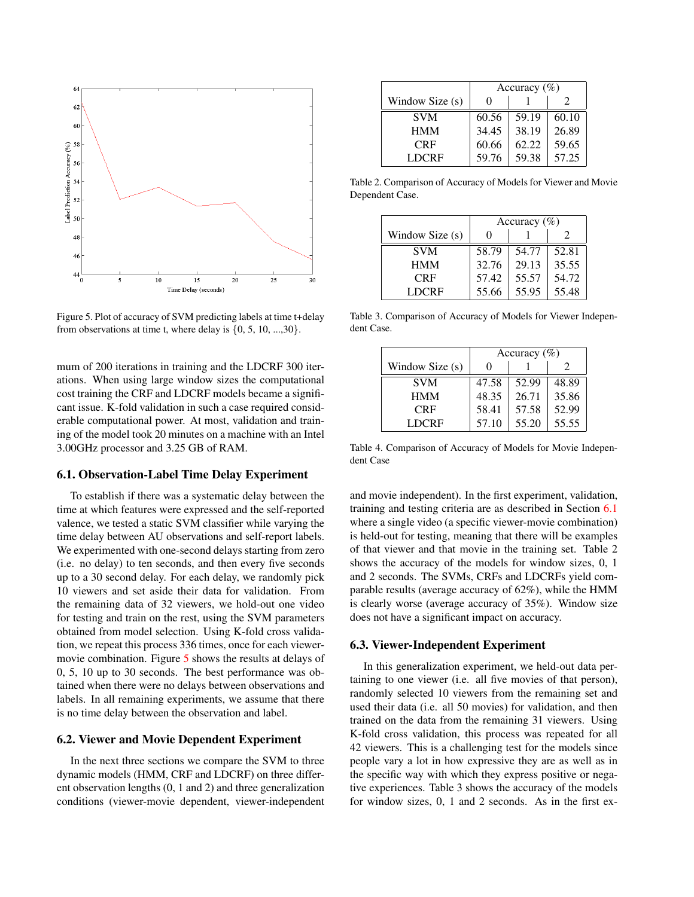Figure 5. Plot of accuracy of SVM predicting labels at time t+delay from observations at time t, where delay is {0, 5, 10, ...,30}.

mum of 200 iterations in training and the LDCRF 300 iterations. When using large window sizes the computational cost training the CRF and LDCRF models became a significant issue. K-fold validation in such a case required considerable computational power. At most, validation and training of the model took 20 minutes on a machine with an Intel 3.00GHz processor and 3.25 GB of RAM.

### 6.1. Observation-Label Time Delay Experiment

To establish if there was a systematic delay between the time at which features were expressed and the self-reported valence, we tested a static SVM classifier while varying the time delay between AU observations and self-report labels. We experimented with one-second delays starting from zero (i.e. no delay) to ten seconds, and then every five seconds up to a 30 second delay. For each delay, we randomly pick 10 viewers and set aside their data for validation. From the remaining data of 32 viewers, we hold-out one video for testing and train on the rest, using the SVM parameters obtained from model selection. Using K-fold cross validation, we repeat this process 336 times, once for each viewer-movie combination. Figure 5 shows the results at delays of 0, 5, 10 up to 30 seconds. The best performance was obtained when there were no delays between observations and labels. In all remaining experiments, we assume that there is no time delay between the observation and label.

### 6.2. Viewer and Movie Dependent Experiment

In the next three sections we compare the SVM to three dynamic models (HMM, CRF and LDCRF) on three different observation lengths (0, 1 and 2) and three generalization conditions (viewer-movie dependent, viewer-independent and movie independent). In the first experiment, validation, training and testing criteria are as described in Section 6.1 where a single video (a specific viewer-movie combination) is held-out for testing, meaning that there will be examples of that viewer and that movie in the training set. Table 2 shows the accuracy of the models for window sizes, 0, 1 and 2 seconds. The SVMs, CRFs and LDCRFs yield comparable results (average accuracy of 62%), while the HMM is clearly worse (average accuracy of 35%). Window size does not have a significant impact on accuracy.

| | Accuracy (%) | | |
|---|---|---|---|
| Window Size (s) | 0 | 1 | 2 |
| SVM | 60.56 | 59.19 | 60.10 |
| HMM | 34.45 | 38.19 | 26.89 |
| CRF | 60.66 | 62.22 | 59.65 |
| LDCRF | 59.76 | 59.38 | 57.25 |

Table 2. Comparison of Accuracy of Models for Viewer and Movie Dependent Case.

| | Accuracy (%) | | |
|---|---|---|---|
| Window Size (s) | 0 | 1 | 2 |
| SVM | 58.79 | 54.77 | 52.81 |
| HMM | 32.76 | 29.13 | 35.55 |
| CRF | 57.42 | 55.57 | 54.72 |
| LDCRF | 55.66 | 55.95 | 55.48 |

Table 3. Comparison of Accuracy of Models for Viewer Independent Case.

| | Accuracy (%) | | |
|---|---|---|---|
| Window Size (s) | 0 | 1 | 2 |
| SVM | 47.58 | 52.99 | 48.89 |
| HMM | 48.35 | 26.71 | 35.86 |
| CRF | 58.41 | 57.58 | 52.99 |
| LDCRF | 57.10 | 55.20 | 55.55 |

Table 4. Comparison of Accuracy of Models for Movie Independent Case

### 6.3. Viewer-Independent Experiment

In this generalization experiment, we held-out data pertaining to one viewer (i.e. all five movies of that person), randomly selected 10 viewers from the remaining set and used their data (i.e. all 50 movies) for validation, and then trained on the data from the remaining 31 viewers. Using K-fold cross validation, this process was repeated for all 42 viewers. This is a challenging test for the models since people vary a lot in how expressive they are as well as in the specific way with which they express positive or negative experiences. Table 3 shows the accuracy of the models for window sizes, 0, 1 and 2 seconds. As in the first ex-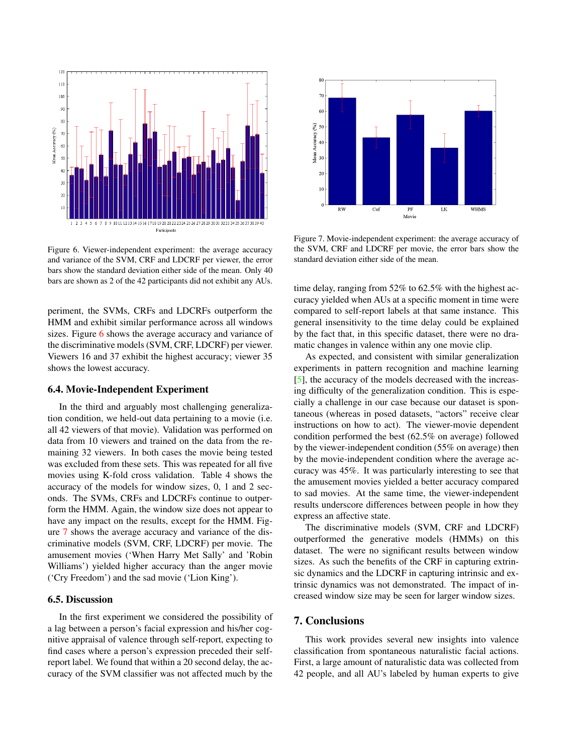Figure 6. Viewer-independent experiment: the average accuracy and variance of the SVM, CRF and LDCRF per viewer, the error bars show the standard deviation either side of the mean. Only 40 bars are shown as 2 of the 42 participants did not exhibit any AUs.

periment, the SVMs, CRFs and LDCRFs outperform the HMM and exhibit similar performance across all windows sizes. Figure 6 shows the average accuracy and variance of the discriminative models (SVM, CRF, LDCRF) per viewer. Viewers 16 and 37 exhibit the highest accuracy; viewer 35 shows the lowest accuracy.

### 6.4. Movie-Independent Experiment

In the third and arguably most challenging generalization condition, we held-out data pertaining to a movie (i.e. all 42 viewers of that movie). Validation was performed on data from 10 viewers and trained on the data from the remaining 32 viewers. In both cases the movie being tested was excluded from these sets. This was repeated for all five movies using K-fold cross validation. Table 4 shows the accuracy of the models for window sizes, 0, 1 and 2 seconds. The SVMs, CRFs and LDCRFs continue to outperform the HMM. Again, the window size does not appear to have any impact on the results, except for the HMM. Figure 7 shows the average accuracy and variance of the discriminative models (SVM, CRF, LDCRF) per movie. The amusement movies ('When Harry Met Sally' and 'Robin Williams') yielded higher accuracy than the anger movie ('Cry Freedom') and the sad movie ('Lion King').

### 6.5. Discussion

In the first experiment we considered the possibility of a lag between a person's facial expression and his/her cognitive appraisal of valence through self-report, expecting to find cases where a person's expression preceded their self-report label. We found that within a 20 second delay, the accuracy of the SVM classifier was not affected much by the

Figure 7. Movie-independent experiment: the average accuracy of the SVM, CRF and LDCRF per movie, the error bars show the standard deviation either side of the mean.

time delay, ranging from 52% to 62.5% with the highest accuracy yielded when AUs at a specific moment in time were compared to self-report labels at that same instance. This general insensitivity to the time delay could be explained by the fact that, in this specific dataset, there were no dramatic changes in valence within any one movie clip.

As expected, and consistent with similar generalization experiments in pattern recognition and machine learning [5], the accuracy of the models decreased with the increasing difficulty of the generalization condition. This is especially a challenge in our case because our dataset is spontaneous (whereas in posed datasets, "actors" receive clear instructions on how to act). The viewer-movie dependent condition performed the best (62.5% on average) followed by the viewer-independent condition (55% on average) then by the movie-independent condition where the average accuracy was 45%. It was particularly interesting to see that the amusement movies yielded a better accuracy compared to sad movies. At the same time, the viewer-independent results underscore differences between people in how they express an affective state.

The discriminative models (SVM, CRF and LDCRF) outperformed the generative models (HMMs) on this dataset. The were no significant results between window sizes. As such the benefits of the CRF in capturing extrinsic dynamics and the LDCRF in capturing intrinsic and extrinsic dynamics was not demonstrated. The impact of increased window size may be seen for larger window sizes.

## 7. Conclusions

This work provides several new insights into valence classification from spontaneous naturalistic facial actions. First, a large amount of naturalistic data was collected from 42 people, and all AU's labeled by human experts to give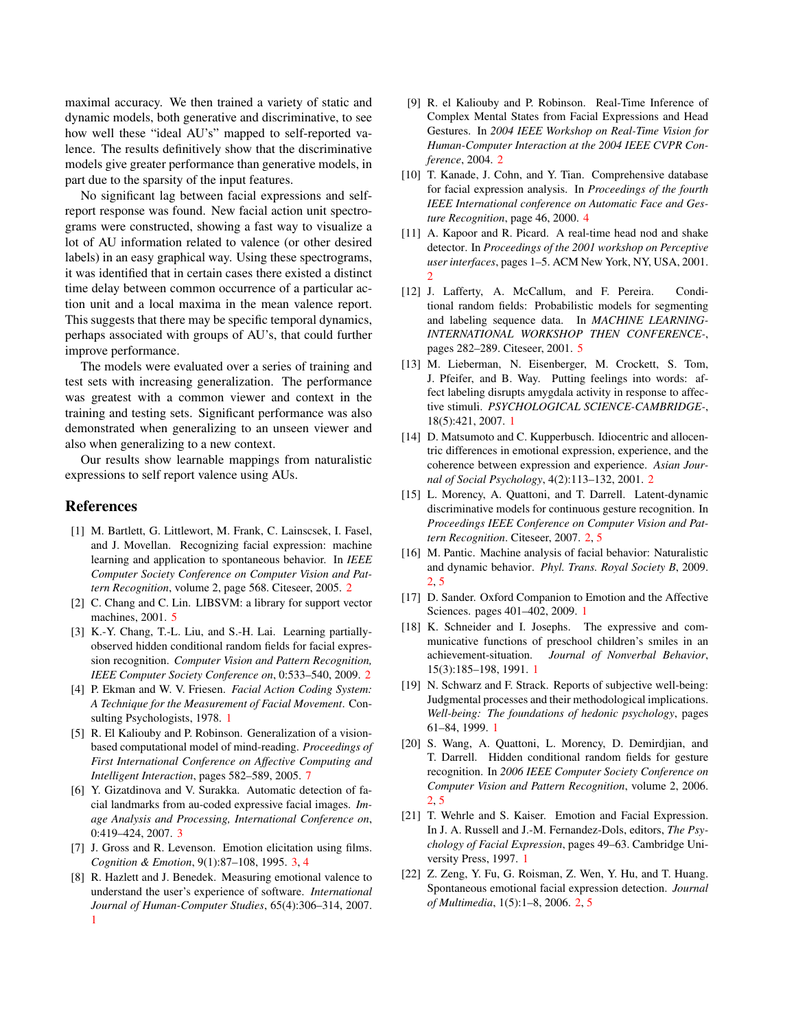maximal accuracy. We then trained a variety of static and dynamic models, both generative and discriminative, to see how well these "ideal AU's" mapped to self-reported valence. The results definitively show that the discriminative models give greater performance than generative models, in part due to the sparsity of the input features.

No significant lag between facial expressions and self-report response was found. New facial action unit spectrograms were constructed, showing a fast way to visualize a lot of AU information related to valence (or other desired labels) in an easy graphical way. Using these spectrograms, it was identified that in certain cases there existed a distinct time delay between common occurrence of a particular action unit and a local maxima in the mean valence report. This suggests that there may be specific temporal dynamics, perhaps associated with groups of AU's, that could further improve performance.

The models were evaluated over a series of training and test sets with increasing generalization. The performance was greatest with a common viewer and context in the training and testing sets. Significant performance was also demonstrated when generalizing to an unseen viewer and also when generalizing to a new context.

Our results show learnable mappings from naturalistic expressions to self report valence using AUs.

## References

[1] M. Bartlett, G. Littlewort, M. Frank, C. Lainscsek, I. Fasel, and J. Movellan. Recognizing facial expression: machine learning and application to spontaneous behavior. In *IEEE Computer Society Conference on Computer Vision and Pattern Recognition*, volume 2, page 568. Citeseer, 2005. 2

[2] C. Chang and C. Lin. LIBSVM: a library for support vector machines, 2001. 5

[3] K.-Y. Chang, T.-L. Liu, and S.-H. Lai. Learning partially-observed hidden conditional random fields for facial expression recognition. *Computer Vision and Pattern Recognition, IEEE Computer Society Conference on*, 0:533–540, 2009. 2

[4] P. Ekman and W. V. Friesen. *Facial Action Coding System: A Technique for the Measurement of Facial Movement*. Consulting Psychologists, 1978. 1

[5] R. El Kaliouby and P. Robinson. Generalization of a vision-based computational model of mind-reading. *Proceedings of First International Conference on Affective Computing and Intelligent Interaction*, pages 582–589, 2005. 7

[6] Y. Gizatdinova and V. Surakka. Automatic detection of facial landmarks from au-coded expressive facial images. *Image Analysis and Processing, International Conference on*, 0:419–424, 2007. 3

[7] J. Gross and R. Levenson. Emotion elicitation using films. *Cognition & Emotion*, 9(1):87–108, 1995. 3, 4

[8] R. Hazlett and J. Benedek. Measuring emotional valence to understand the user's experience of software. *International Journal of Human-Computer Studies*, 65(4):306–314, 2007. 1

[9] R. el Kaliouby and P. Robinson. Real-Time Inference of Complex Mental States from Facial Expressions and Head Gestures. In *2004 IEEE Workshop on Real-Time Vision for Human-Computer Interaction at the 2004 IEEE CVPR Conference*, 2004. 2

[10] T. Kanade, J. Cohn, and Y. Tian. Comprehensive database for facial expression analysis. In *Proceedings of the fourth IEEE International conference on Automatic Face and Gesture Recognition*, page 46, 2000. 4

[11] A. Kapoor and R. Picard. A real-time head nod and shake detector. In *Proceedings of the 2001 workshop on Perceptive user interfaces*, pages 1–5. ACM New York, NY, USA, 2001. 2

[12] J. Lafferty, A. McCallum, and F. Pereira. Conditional random fields: Probabilistic models for segmenting and labeling sequence data. In *MACHINE LEARNING-INTERNATIONAL WORKSHOP THEN CONFERENCE-*, pages 282–289. Citeseer, 2001. 5

[13] M. Lieberman, N. Eisenberger, M. Crockett, S. Tom, J. Pfeifer, and B. Way. Putting feelings into words: affect labeling disrupts amygdala activity in response to affective stimuli. *PSYCHOLOGICAL SCIENCE-CAMBRIDGE-*, 18(5):421, 2007. 1

[14] D. Matsumoto and C. Kupperbusch. Idiocentric and allocentric differences in emotional expression, experience, and the coherence between expression and experience. *Asian Journal of Social Psychology*, 4(2):113–132, 2001. 2

[15] L. Morency, A. Quattoni, and T. Darrell. Latent-dynamic discriminative models for continuous gesture recognition. In *Proceedings IEEE Conference on Computer Vision and Pattern Recognition*. Citeseer, 2007. 2, 5

[16] M. Pantic. Machine analysis of facial behavior: Naturalistic and dynamic behavior. *Phyl. Trans. Royal Society B*, 2009. 2, 5

[17] D. Sander. Oxford Companion to Emotion and the Affective Sciences. pages 401–402, 2009. 1

[18] K. Schneider and I. Josephs. The expressive and communicative functions of preschool children's smiles in an achievement-situation. *Journal of Nonverbal Behavior*, 15(3):185–198, 1991. 1

[19] N. Schwarz and F. Strack. Reports of subjective well-being: Judgmental processes and their methodological implications. *Well-being: The foundations of hedonic psychology*, pages 61–84, 1999. 1

[20] S. Wang, A. Quattoni, L. Morency, D. Demirdjian, and T. Darrell. Hidden conditional random fields for gesture recognition. In *2006 IEEE Computer Society Conference on Computer Vision and Pattern Recognition*, volume 2, 2006. 2, 5

[21] T. Wehrle and S. Kaiser. Emotion and Facial Expression. In J. A. Russell and J.-M. Fernandez-Dols, editors, *The Psychology of Facial Expression*, pages 49–63. Cambridge University Press, 1997. 1

[22] Z. Zeng, Y. Fu, G. Roisman, Z. Wen, Y. Hu, and T. Huang. Spontaneous emotional facial expression detection. *Journal of Multimedia*, 1(5):1–8, 2006. 2, 5